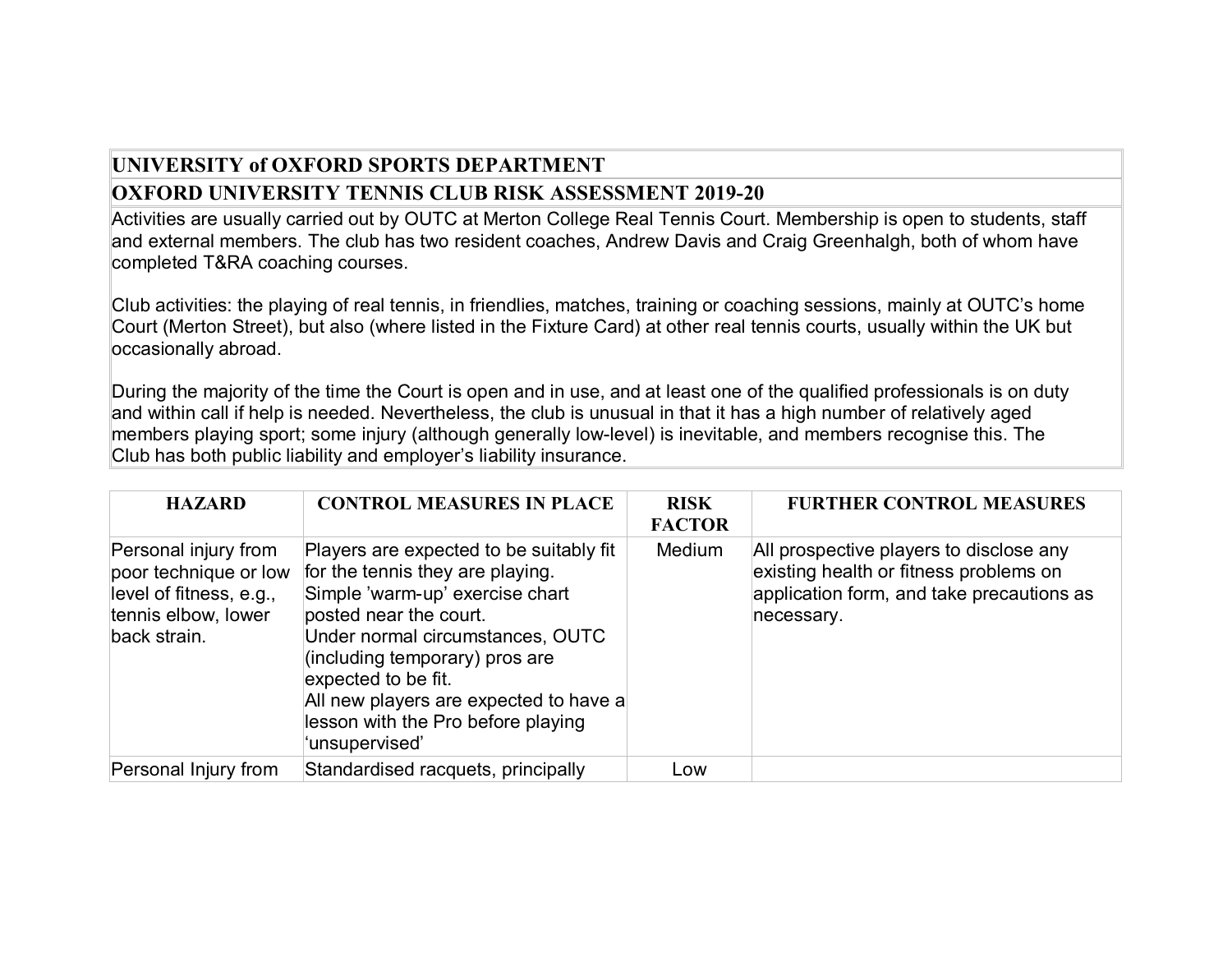# UNIVERSITY of OXFORD SPORTS DEPARTMENT

## OXFORD UNIVERSITY TENNIS CLUB RISK ASSESSMENT 2019-20

Activities are usually carried out by OUTC at Merton College Real Tennis Court. Membership is open to students, staff and external members. The club has two resident coaches, Andrew Davis and Craig Greenhalgh, both of whom have completed T&RA coaching courses.

Club activities: the playing of real tennis, in friendlies, matches, training or coaching sessions, mainly at OUTC's home Court (Merton Street), but also (where listed in the Fixture Card) at other real tennis courts, usually within the UK but occasionally abroad.

During the majority of the time the Court is open and in use, and at least one of the qualified professionals is on duty and within call if help is needed. Nevertheless, the club is unusual in that it has a high number of relatively aged members playing sport; some injury (although generally low-level) is inevitable, and members recognise this. The Club has both public liability and employer's liability insurance.

| HAZARD | CONTROL MEASURES IN PLACE | RISK FACTOR | FURTHER CONTROL MEASURES |
|---|---|---|---|
| Personal injury from poor technique or low level of fitness, e.g., tennis elbow, lower back strain. | Players are expected to be suitably fit for the tennis they are playing.<br>Simple 'warm-up' exercise chart posted near the court.<br>Under normal circumstances, OUTC (including temporary) pros are expected to be fit.<br>All new players are expected to have a lesson with the Pro before playing 'unsupervised' | Medium | All prospective players to disclose any existing health or fitness problems on application form, and take precautions as necessary. |
| Personal Injury from | Standardised racquets, principally | Low | |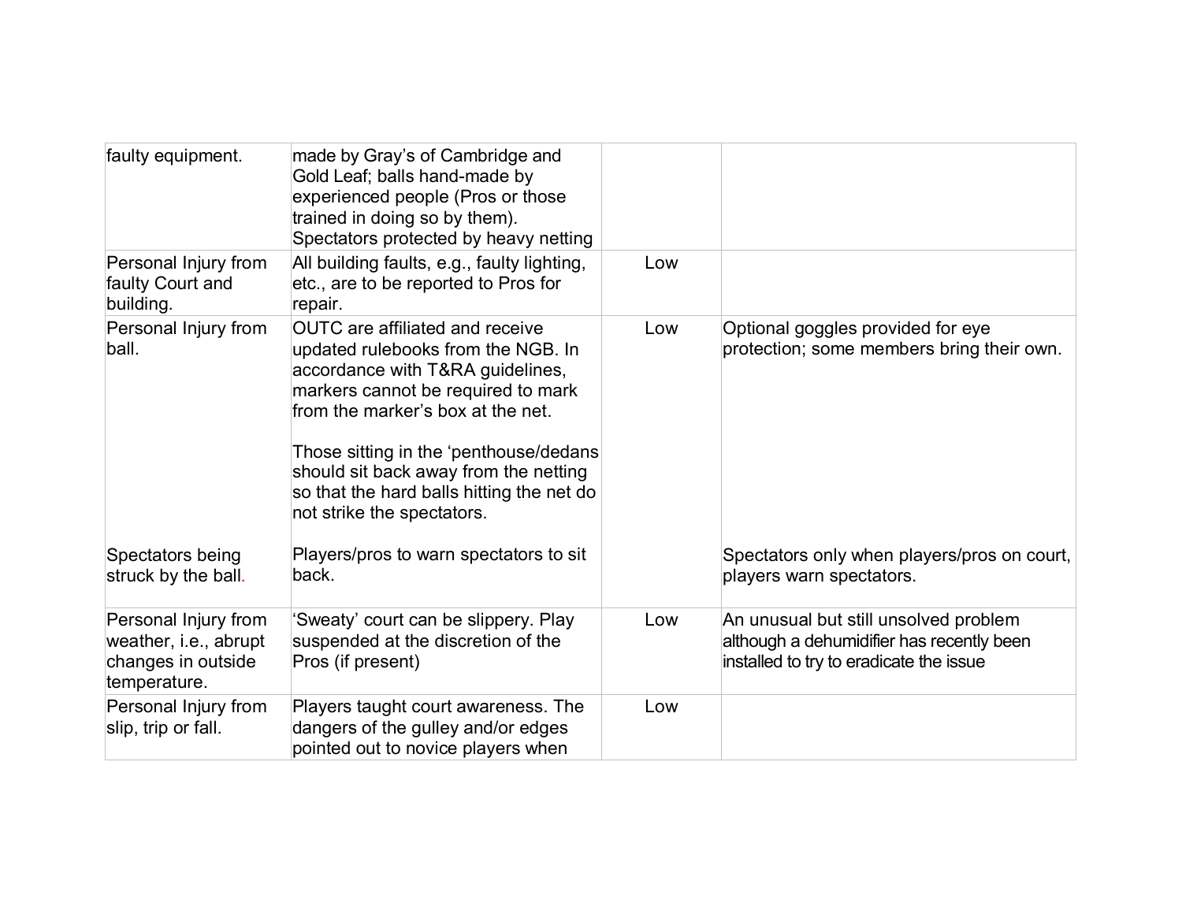| | | | |
|---|---|---|---|
| faulty equipment. | made by Gray's of Cambridge and Gold Leaf; balls hand-made by experienced people (Pros or those trained in doing so by them). Spectators protected by heavy netting | | |
| Personal Injury from faulty Court and building. | All building faults, e.g., faulty lighting, etc., are to be reported to Pros for repair. | Low | |
| Personal Injury from ball.<br><br><br><br><br><br><br><br>Spectators being struck by the ball. | OUTC are affiliated and receive updated rulebooks from the NGB. In accordance with T&RA guidelines, markers cannot be required to mark from the marker's box at the net.<br><br>Those sitting in the 'penthouse/dedans should sit back away from the netting so that the hard balls hitting the net do not strike the spectators.<br><br>Players/pros to warn spectators to sit back. | Low | Optional goggles provided for eye protection; some members bring their own.<br><br><br><br><br><br><br><br>Spectators only when players/pros on court, players warn spectators. |
| Personal Injury from weather, i.e., abrupt changes in outside temperature. | 'Sweaty' court can be slippery. Play suspended at the discretion of the Pros (if present) | Low | An unusual but still unsolved problem although a dehumidifier has recently been installed to try to eradicate the issue |
| Personal Injury from slip, trip or fall. | Players taught court awareness. The dangers of the gulley and/or edges pointed out to novice players when | Low | |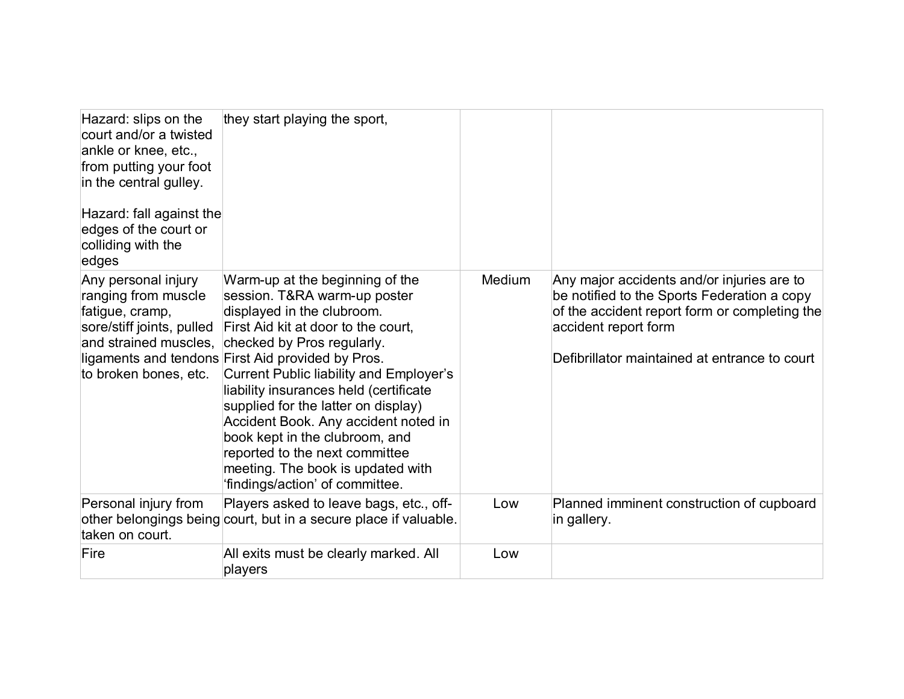| | | | |
|---|---|---|---|
| Hazard: slips on the court and/or a twisted ankle or knee, etc., from putting your foot in the central gulley.<br><br>Hazard: fall against the edges of the court or colliding with the edges | they start playing the sport, | | |
| Any personal injury ranging from muscle fatigue, cramp, sore/stiff joints, pulled and strained muscles, ligaments and tendons to broken bones, etc. | Warm-up at the beginning of the session. T&RA warm-up poster displayed in the clubroom.<br>First Aid kit at door to the court, checked by Pros regularly.<br>First Aid provided by Pros.<br>Current Public liability and Employer's liability insurances held (certificate supplied for the latter on display)<br>Accident Book. Any accident noted in book kept in the clubroom, and reported to the next committee meeting. The book is updated with 'findings/action' of committee. | Medium | Any major accidents and/or injuries are to be notified to the Sports Federation a copy of the accident report form or completing the accident report form<br><br>Defibrillator maintained at entrance to court |
| Personal injury from other belongings being taken on court. | Players asked to leave bags, etc., off-court, but in a secure place if valuable. | Low | Planned imminent construction of cupboard in gallery. |
| Fire | All exits must be clearly marked. All players | Low | |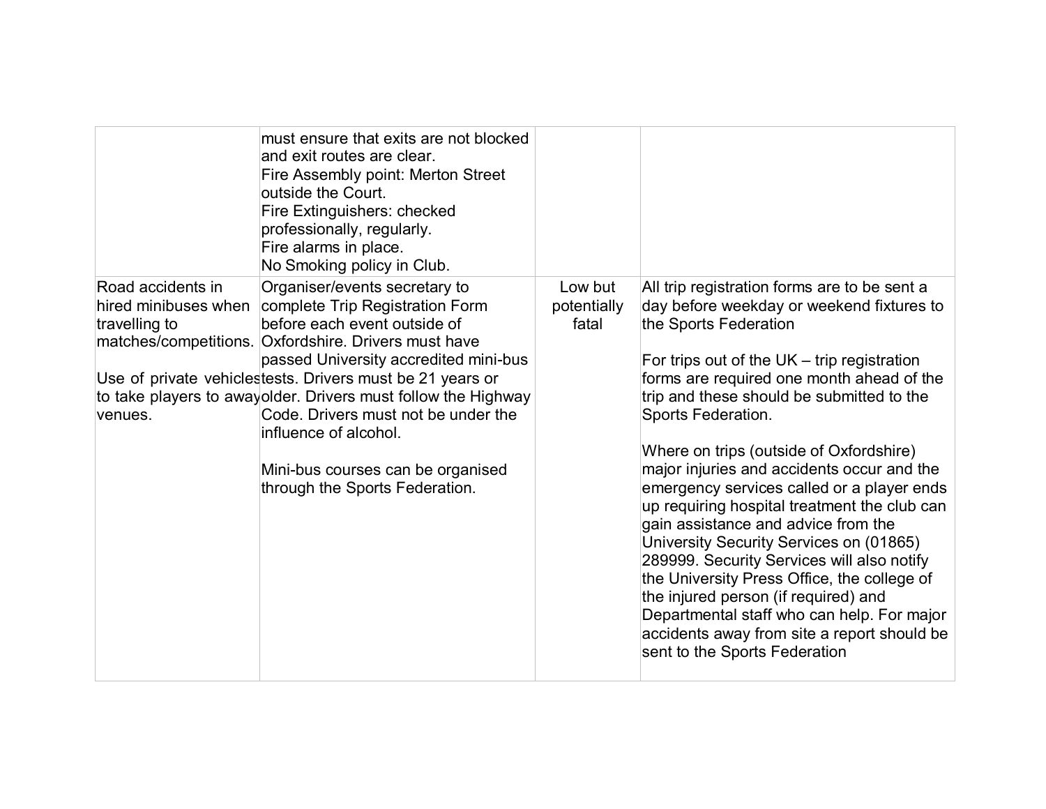| | | | |
|---|---|---|---|
| | must ensure that exits are not blocked and exit routes are clear.<br>Fire Assembly point: Merton Street outside the Court.<br>Fire Extinguishers: checked professionally, regularly.<br>Fire alarms in place.<br>No Smoking policy in Club. | | |
| Road accidents in hired minibuses when travelling to matches/competitions.<br><br>Use of private vehicles to take players to away venues. | Organiser/events secretary to complete Trip Registration Form before each event outside of Oxfordshire. Drivers must have passed University accredited mini-bus tests. Drivers must be 21 years or older. Drivers must follow the Highway Code. Drivers must not be under the influence of alcohol.<br><br>Mini-bus courses can be organised through the Sports Federation. | Low but potentially fatal | All trip registration forms are to be sent a day before weekday or weekend fixtures to the Sports Federation<br><br>For trips out of the UK – trip registration forms are required one month ahead of the trip and these should be submitted to the Sports Federation.<br><br>Where on trips (outside of Oxfordshire) major injuries and accidents occur and the emergency services called or a player ends up requiring hospital treatment the club can gain assistance and advice from the University Security Services on (01865) 289999. Security Services will also notify the University Press Office, the college of the injured person (if required) and Departmental staff who can help. For major accidents away from site a report should be sent to the Sports Federation |